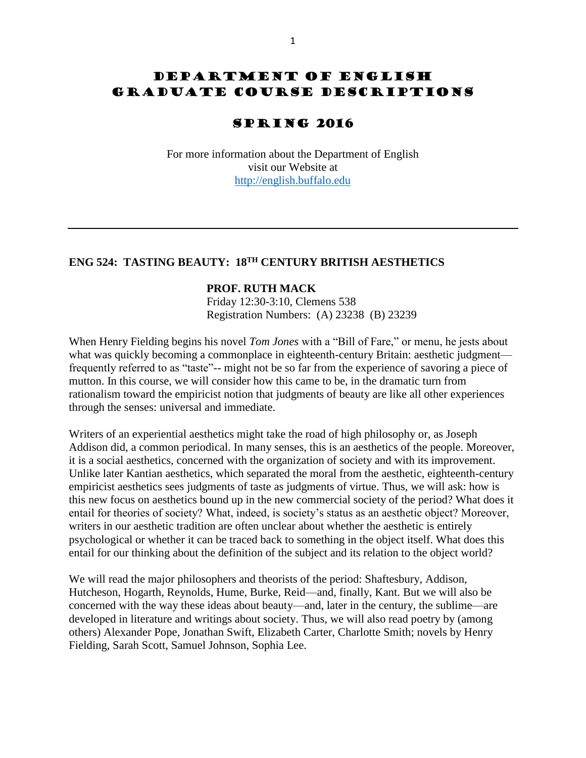# Department of English
# Graduate Course Descriptions

## Spring 2016

For more information about the Department of English visit our Website at http://english.buffalo.edu

---

### ENG 524: TASTING BEAUTY: 18TH CENTURY BRITISH AESTHETICS

**PROF. RUTH MACK**
Friday 12:30-3:10, Clemens 538
Registration Numbers: (A) 23238 (B) 23239

When Henry Fielding begins his novel *Tom Jones* with a "Bill of Fare," or menu, he jests about what was quickly becoming a commonplace in eighteenth-century Britain: aesthetic judgment—frequently referred to as "taste"-- might not be so far from the experience of savoring a piece of mutton. In this course, we will consider how this came to be, in the dramatic turn from rationalism toward the empiricist notion that judgments of beauty are like all other experiences through the senses: universal and immediate.

Writers of an experiential aesthetics might take the road of high philosophy or, as Joseph Addison did, a common periodical. In many senses, this is an aesthetics of the people. Moreover, it is a social aesthetics, concerned with the organization of society and with its improvement. Unlike later Kantian aesthetics, which separated the moral from the aesthetic, eighteenth-century empiricist aesthetics sees judgments of taste as judgments of virtue. Thus, we will ask: how is this new focus on aesthetics bound up in the new commercial society of the period? What does it entail for theories of society? What, indeed, is society's status as an aesthetic object? Moreover, writers in our aesthetic tradition are often unclear about whether the aesthetic is entirely psychological or whether it can be traced back to something in the object itself. What does this entail for our thinking about the definition of the subject and its relation to the object world?

We will read the major philosophers and theorists of the period: Shaftesbury, Addison, Hutcheson, Hogarth, Reynolds, Hume, Burke, Reid—and, finally, Kant. But we will also be concerned with the way these ideas about beauty—and, later in the century, the sublime—are developed in literature and writings about society. Thus, we will also read poetry by (among others) Alexander Pope, Jonathan Swift, Elizabeth Carter, Charlotte Smith; novels by Henry Fielding, Sarah Scott, Samuel Johnson, Sophia Lee.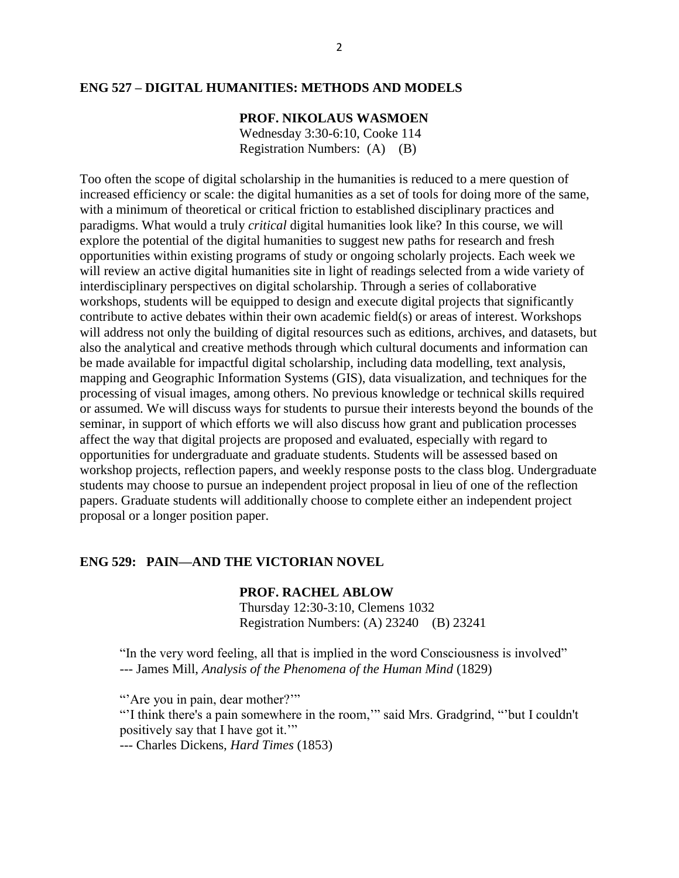## ENG 527 – DIGITAL HUMANITIES: METHODS AND MODELS

**PROF. NIKOLAUS WASMOEN**
Wednesday 3:30-6:10, Cooke 114
Registration Numbers: (A) (B)

Too often the scope of digital scholarship in the humanities is reduced to a mere question of increased efficiency or scale: the digital humanities as a set of tools for doing more of the same, with a minimum of theoretical or critical friction to established disciplinary practices and paradigms. What would a truly *critical* digital humanities look like? In this course, we will explore the potential of the digital humanities to suggest new paths for research and fresh opportunities within existing programs of study or ongoing scholarly projects. Each week we will review an active digital humanities site in light of readings selected from a wide variety of interdisciplinary perspectives on digital scholarship. Through a series of collaborative workshops, students will be equipped to design and execute digital projects that significantly contribute to active debates within their own academic field(s) or areas of interest. Workshops will address not only the building of digital resources such as editions, archives, and datasets, but also the analytical and creative methods through which cultural documents and information can be made available for impactful digital scholarship, including data modelling, text analysis, mapping and Geographic Information Systems (GIS), data visualization, and techniques for the processing of visual images, among others. No previous knowledge or technical skills required or assumed. We will discuss ways for students to pursue their interests beyond the bounds of the seminar, in support of which efforts we will also discuss how grant and publication processes affect the way that digital projects are proposed and evaluated, especially with regard to opportunities for undergraduate and graduate students. Students will be assessed based on workshop projects, reflection papers, and weekly response posts to the class blog. Undergraduate students may choose to pursue an independent project proposal in lieu of one of the reflection papers. Graduate students will additionally choose to complete either an independent project proposal or a longer position paper.

## ENG 529: PAIN—AND THE VICTORIAN NOVEL

**PROF. RACHEL ABLOW**
Thursday 12:30-3:10, Clemens 1032
Registration Numbers: (A) 23240 (B) 23241

> "In the very word feeling, all that is implied in the word Consciousness is involved"
> --- James Mill, *Analysis of the Phenomena of the Human Mind* (1829)
>
> "'Are you in pain, dear mother?'"
> "'I think there's a pain somewhere in the room,'" said Mrs. Gradgrind, "'but I couldn't positively say that I have got it.'"
> --- Charles Dickens, *Hard Times* (1853)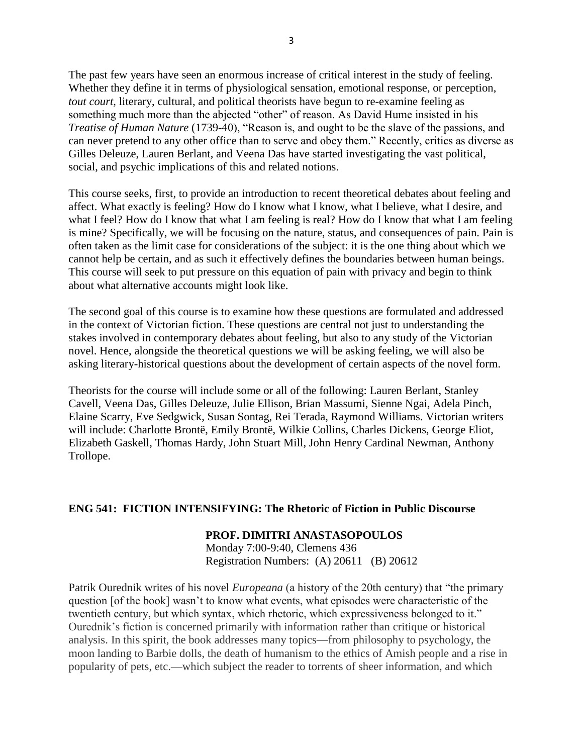The past few years have seen an enormous increase of critical interest in the study of feeling. Whether they define it in terms of physiological sensation, emotional response, or perception, *tout court*, literary, cultural, and political theorists have begun to re-examine feeling as something much more than the abjected "other" of reason. As David Hume insisted in his *Treatise of Human Nature* (1739-40), "Reason is, and ought to be the slave of the passions, and can never pretend to any other office than to serve and obey them." Recently, critics as diverse as Gilles Deleuze, Lauren Berlant, and Veena Das have started investigating the vast political, social, and psychic implications of this and related notions.

This course seeks, first, to provide an introduction to recent theoretical debates about feeling and affect. What exactly is feeling? How do I know what I know, what I believe, what I desire, and what I feel? How do I know that what I am feeling is real? How do I know that what I am feeling is mine? Specifically, we will be focusing on the nature, status, and consequences of pain. Pain is often taken as the limit case for considerations of the subject: it is the one thing about which we cannot help be certain, and as such it effectively defines the boundaries between human beings. This course will seek to put pressure on this equation of pain with privacy and begin to think about what alternative accounts might look like.

The second goal of this course is to examine how these questions are formulated and addressed in the context of Victorian fiction. These questions are central not just to understanding the stakes involved in contemporary debates about feeling, but also to any study of the Victorian novel. Hence, alongside the theoretical questions we will be asking feeling, we will also be asking literary-historical questions about the development of certain aspects of the novel form.

Theorists for the course will include some or all of the following: Lauren Berlant, Stanley Cavell, Veena Das, Gilles Deleuze, Julie Ellison, Brian Massumi, Sienne Ngai, Adela Pinch, Elaine Scarry, Eve Sedgwick, Susan Sontag, Rei Terada, Raymond Williams. Victorian writers will include: Charlotte Brontë, Emily Brontë, Wilkie Collins, Charles Dickens, George Eliot, Elizabeth Gaskell, Thomas Hardy, John Stuart Mill, John Henry Cardinal Newman, Anthony Trollope.

## ENG 541: FICTION INTENSIFYING: The Rhetoric of Fiction in Public Discourse

**PROF. DIMITRI ANASTASOPOULOS**
Monday 7:00-9:40, Clemens 436
Registration Numbers: (A) 20611 (B) 20612

Patrik Ourednik writes of his novel *Europeana* (a history of the 20th century) that "the primary question [of the book] wasn't to know what events, what episodes were characteristic of the twentieth century, but which syntax, which rhetoric, which expressiveness belonged to it." Ourednik's fiction is concerned primarily with information rather than critique or historical analysis. In this spirit, the book addresses many topics—from philosophy to psychology, the moon landing to Barbie dolls, the death of humanism to the ethics of Amish people and a rise in popularity of pets, etc.—which subject the reader to torrents of sheer information, and which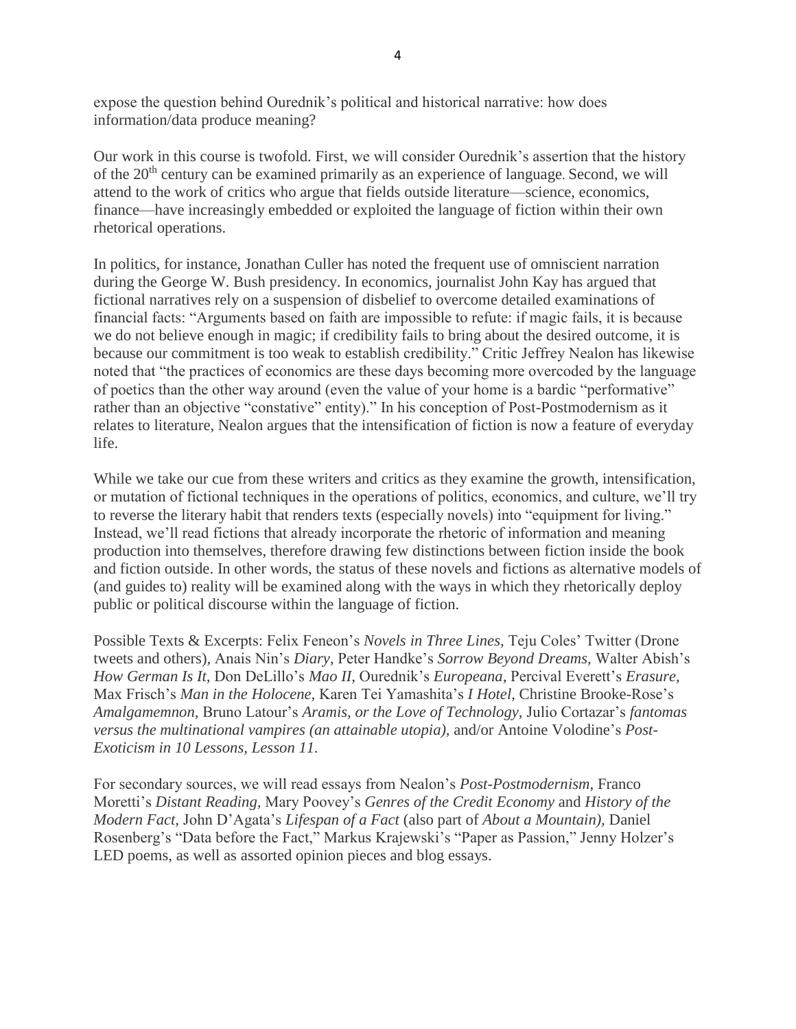expose the question behind Ourednik's political and historical narrative: how does information/data produce meaning?

Our work in this course is twofold. First, we will consider Ourednik's assertion that the history of the 20th century can be examined primarily as an experience of language. Second, we will attend to the work of critics who argue that fields outside literature—science, economics, finance—have increasingly embedded or exploited the language of fiction within their own rhetorical operations.

In politics, for instance, Jonathan Culler has noted the frequent use of omniscient narration during the George W. Bush presidency. In economics, journalist John Kay has argued that fictional narratives rely on a suspension of disbelief to overcome detailed examinations of financial facts: "Arguments based on faith are impossible to refute: if magic fails, it is because we do not believe enough in magic; if credibility fails to bring about the desired outcome, it is because our commitment is too weak to establish credibility." Critic Jeffrey Nealon has likewise noted that "the practices of economics are these days becoming more overcoded by the language of poetics than the other way around (even the value of your home is a bardic "performative" rather than an objective "constative" entity)." In his conception of Post-Postmodernism as it relates to literature, Nealon argues that the intensification of fiction is now a feature of everyday life.

While we take our cue from these writers and critics as they examine the growth, intensification, or mutation of fictional techniques in the operations of politics, economics, and culture, we'll try to reverse the literary habit that renders texts (especially novels) into "equipment for living." Instead, we'll read fictions that already incorporate the rhetoric of information and meaning production into themselves, therefore drawing few distinctions between fiction inside the book and fiction outside. In other words, the status of these novels and fictions as alternative models of (and guides to) reality will be examined along with the ways in which they rhetorically deploy public or political discourse within the language of fiction.

Possible Texts & Excerpts: Felix Feneon's *Novels in Three Lines,* Teju Coles' Twitter (Drone tweets and others), Anais Nin's *Diary,* Peter Handke's *Sorrow Beyond Dreams,* Walter Abish's *How German Is It,* Don DeLillo's *Mao II,* Ourednik's *Europeana,* Percival Everett's *Erasure,* Max Frisch's *Man in the Holocene,* Karen Tei Yamashita's *I Hotel,* Christine Brooke-Rose's *Amalgamemnon,* Bruno Latour's *Aramis, or the Love of Technology,* Julio Cortazar's *fantomas versus the multinational vampires (an attainable utopia),* and/or Antoine Volodine's *Post-Exoticism in 10 Lessons, Lesson 11.*

For secondary sources, we will read essays from Nealon's *Post-Postmodernism*, Franco Moretti's *Distant Reading,* Mary Poovey's *Genres of the Credit Economy* and *History of the Modern Fact,* John D'Agata's *Lifespan of a Fact* (also part of *About a Mountain),* Daniel Rosenberg's "Data before the Fact," Markus Krajewski's "Paper as Passion," Jenny Holzer's LED poems, as well as assorted opinion pieces and blog essays.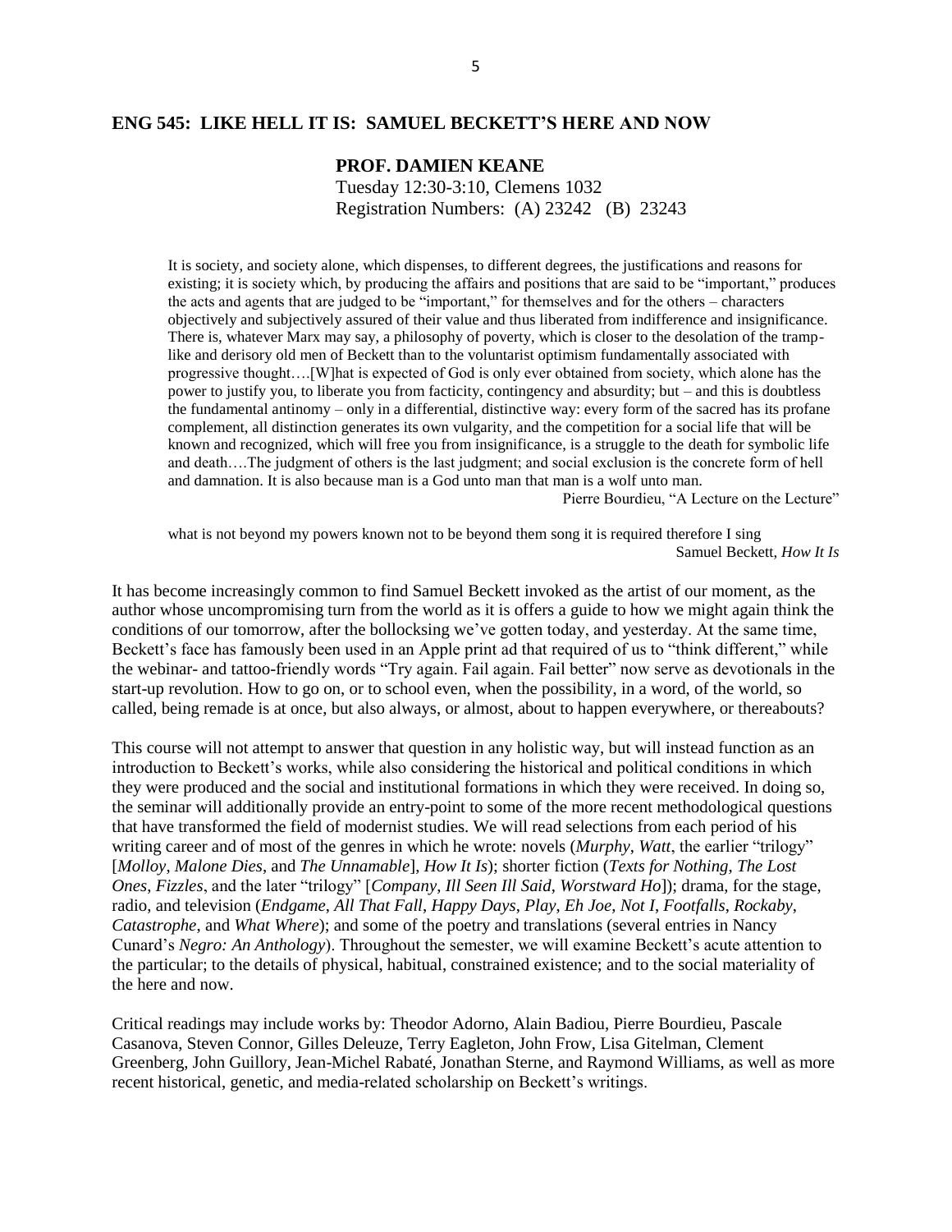## ENG 545: LIKE HELL IT IS: SAMUEL BECKETT'S HERE AND NOW

**PROF. DAMIEN KEANE**
Tuesday 12:30-3:10, Clemens 1032
Registration Numbers: (A) 23242 (B) 23243

> It is society, and society alone, which dispenses, to different degrees, the justifications and reasons for existing; it is society which, by producing the affairs and positions that are said to be "important," produces the acts and agents that are judged to be "important," for themselves and for the others – characters objectively and subjectively assured of their value and thus liberated from indifference and insignificance. There is, whatever Marx may say, a philosophy of poverty, which is closer to the desolation of the tramp-like and derisory old men of Beckett than to the voluntarist optimism fundamentally associated with progressive thought….[W]hat is expected of God is only ever obtained from society, which alone has the power to justify you, to liberate you from facticity, contingency and absurdity; but – and this is doubtless the fundamental antinomy – only in a differential, distinctive way: every form of the sacred has its profane complement, all distinction generates its own vulgarity, and the competition for a social life that will be known and recognized, which will free you from insignificance, is a struggle to the death for symbolic life and death….The judgment of others is the last judgment; and social exclusion is the concrete form of hell and damnation. It is also because man is a God unto man that man is a wolf unto man.
>
> Pierre Bourdieu, "A Lecture on the Lecture"

> what is not beyond my powers known not to be beyond them song it is required therefore I sing
>
> Samuel Beckett, *How It Is*

It has become increasingly common to find Samuel Beckett invoked as the artist of our moment, as the author whose uncompromising turn from the world as it is offers a guide to how we might again think the conditions of our tomorrow, after the bollocksing we've gotten today, and yesterday. At the same time, Beckett's face has famously been used in an Apple print ad that required of us to "think different," while the webinar- and tattoo-friendly words "Try again. Fail again. Fail better" now serve as devotionals in the start-up revolution. How to go on, or to school even, when the possibility, in a word, of the world, so called, being remade is at once, but also always, or almost, about to happen everywhere, or thereabouts?

This course will not attempt to answer that question in any holistic way, but will instead function as an introduction to Beckett's works, while also considering the historical and political conditions in which they were produced and the social and institutional formations in which they were received. In doing so, the seminar will additionally provide an entry-point to some of the more recent methodological questions that have transformed the field of modernist studies. We will read selections from each period of his writing career and of most of the genres in which he wrote: novels (*Murphy*, *Watt*, the earlier "trilogy" [*Molloy*, *Malone Dies*, and *The Unnamable*], *How It Is*); shorter fiction (*Texts for Nothing*, *The Lost Ones*, *Fizzles*, and the later "trilogy" [*Company*, *Ill Seen Ill Said*, *Worstward Ho*]); drama, for the stage, radio, and television (*Endgame*, *All That Fall*, *Happy Days*, *Play*, *Eh Joe*, *Not I*, *Footfalls*, *Rockaby*, *Catastrophe*, and *What Where*); and some of the poetry and translations (several entries in Nancy Cunard's *Negro: An Anthology*). Throughout the semester, we will examine Beckett's acute attention to the particular; to the details of physical, habitual, constrained existence; and to the social materiality of the here and now.

Critical readings may include works by: Theodor Adorno, Alain Badiou, Pierre Bourdieu, Pascale Casanova, Steven Connor, Gilles Deleuze, Terry Eagleton, John Frow, Lisa Gitelman, Clement Greenberg, John Guillory, Jean-Michel Rabaté, Jonathan Sterne, and Raymond Williams, as well as more recent historical, genetic, and media-related scholarship on Beckett's writings.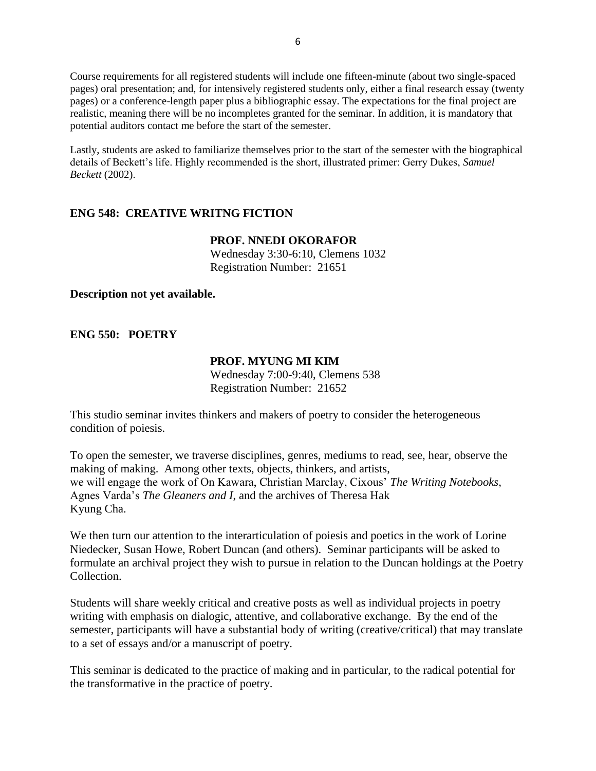Course requirements for all registered students will include one fifteen-minute (about two single-spaced pages) oral presentation; and, for intensively registered students only, either a final research essay (twenty pages) or a conference-length paper plus a bibliographic essay. The expectations for the final project are realistic, meaning there will be no incompletes granted for the seminar. In addition, it is mandatory that potential auditors contact me before the start of the semester.

Lastly, students are asked to familiarize themselves prior to the start of the semester with the biographical details of Beckett's life. Highly recommended is the short, illustrated primer: Gerry Dukes, *Samuel Beckett* (2002).

## ENG 548: CREATIVE WRITNG FICTION

**PROF. NNEDI OKORAFOR**
Wednesday 3:30-6:10, Clemens 1032
Registration Number: 21651

**Description not yet available.**

## ENG 550: POETRY

**PROF. MYUNG MI KIM**
Wednesday 7:00-9:40, Clemens 538
Registration Number: 21652

This studio seminar invites thinkers and makers of poetry to consider the heterogeneous condition of poiesis.

To open the semester, we traverse disciplines, genres, mediums to read, see, hear, observe the making of making. Among other texts, objects, thinkers, and artists, we will engage the work of On Kawara, Christian Marclay, Cixous' *The Writing Notebooks*, Agnes Varda's *The Gleaners and I*, and the archives of Theresa Hak Kyung Cha.

We then turn our attention to the interarticulation of poiesis and poetics in the work of Lorine Niedecker, Susan Howe, Robert Duncan (and others). Seminar participants will be asked to formulate an archival project they wish to pursue in relation to the Duncan holdings at the Poetry Collection.

Students will share weekly critical and creative posts as well as individual projects in poetry writing with emphasis on dialogic, attentive, and collaborative exchange. By the end of the semester, participants will have a substantial body of writing (creative/critical) that may translate to a set of essays and/or a manuscript of poetry.

This seminar is dedicated to the practice of making and in particular, to the radical potential for the transformative in the practice of poetry.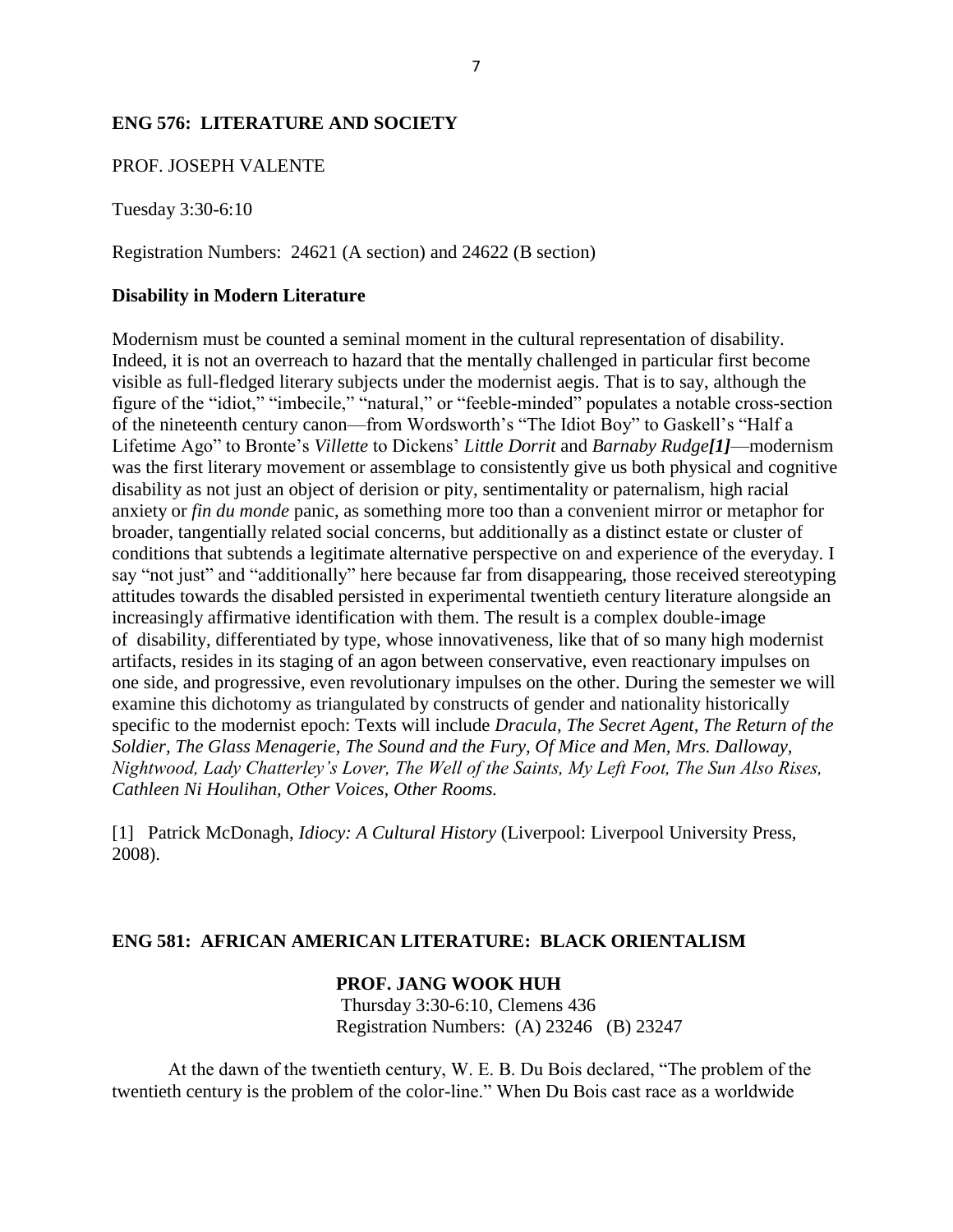**ENG 576: LITERATURE AND SOCIETY**

PROF. JOSEPH VALENTE

Tuesday 3:30-6:10

Registration Numbers: 24621 (A section) and 24622 (B section)

**Disability in Modern Literature**

Modernism must be counted a seminal moment in the cultural representation of disability. Indeed, it is not an overreach to hazard that the mentally challenged in particular first become visible as full-fledged literary subjects under the modernist aegis. That is to say, although the figure of the "idiot," "imbecile," "natural," or "feeble-minded" populates a notable cross-section of the nineteenth century canon—from Wordsworth's "The Idiot Boy" to Gaskell's "Half a Lifetime Ago" to Bronte's *Villette* to Dickens' *Little Dorrit* and *Barnaby Rudge****[1]***—modernism was the first literary movement or assemblage to consistently give us both physical and cognitive disability as not just an object of derision or pity, sentimentality or paternalism, high racial anxiety or *fin du monde* panic, as something more too than a convenient mirror or metaphor for broader, tangentially related social concerns, but additionally as a distinct estate or cluster of conditions that subtends a legitimate alternative perspective on and experience of the everyday. I say "not just" and "additionally" here because far from disappearing, those received stereotyping attitudes towards the disabled persisted in experimental twentieth century literature alongside an increasingly affirmative identification with them. The result is a complex double-image of disability, differentiated by type, whose innovativeness, like that of so many high modernist artifacts, resides in its staging of an agon between conservative, even reactionary impulses on one side, and progressive, even revolutionary impulses on the other. During the semester we will examine this dichotomy as triangulated by constructs of gender and nationality historically specific to the modernist epoch: Texts will include *Dracula, The Secret Agent, The Return of the Soldier, The Glass Menagerie, The Sound and the Fury, Of Mice and Men, Mrs. Dalloway, Nightwood, Lady Chatterley's Lover, The Well of the Saints, My Left Foot, The Sun Also Rises, Cathleen Ni Houlihan, Other Voices, Other Rooms.*

[1] Patrick McDonagh, *Idiocy: A Cultural History* (Liverpool: Liverpool University Press, 2008).

**ENG 581: AFRICAN AMERICAN LITERATURE: BLACK ORIENTALISM**

**PROF. JANG WOOK HUH**

Thursday 3:30-6:10, Clemens 436

Registration Numbers: (A) 23246 (B) 23247

At the dawn of the twentieth century, W. E. B. Du Bois declared, "The problem of the twentieth century is the problem of the color-line." When Du Bois cast race as a worldwide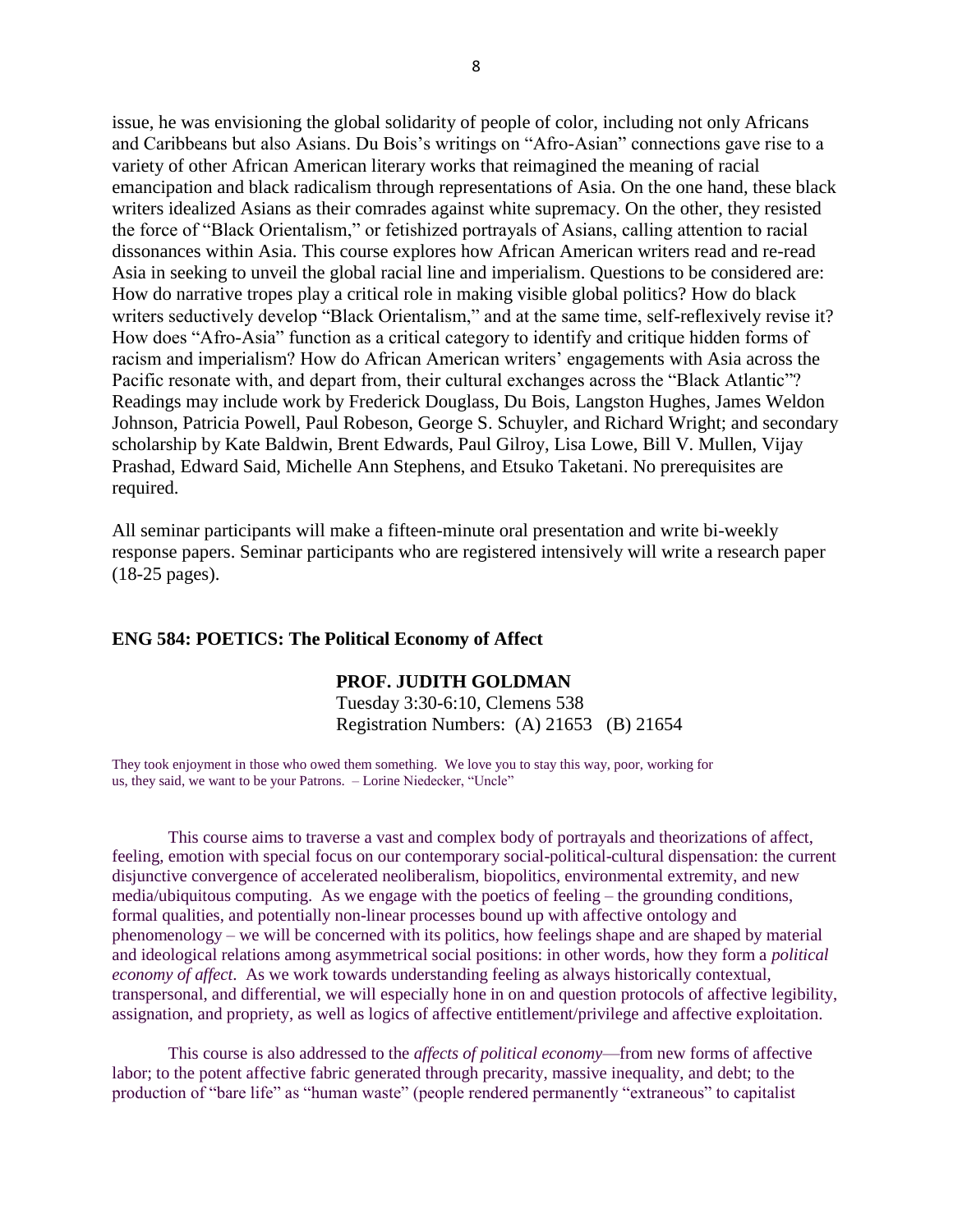issue, he was envisioning the global solidarity of people of color, including not only Africans and Caribbeans but also Asians. Du Bois's writings on "Afro-Asian" connections gave rise to a variety of other African American literary works that reimagined the meaning of racial emancipation and black radicalism through representations of Asia. On the one hand, these black writers idealized Asians as their comrades against white supremacy. On the other, they resisted the force of "Black Orientalism," or fetishized portrayals of Asians, calling attention to racial dissonances within Asia. This course explores how African American writers read and re-read Asia in seeking to unveil the global racial line and imperialism. Questions to be considered are: How do narrative tropes play a critical role in making visible global politics? How do black writers seductively develop "Black Orientalism," and at the same time, self-reflexively revise it? How does "Afro-Asia" function as a critical category to identify and critique hidden forms of racism and imperialism? How do African American writers' engagements with Asia across the Pacific resonate with, and depart from, their cultural exchanges across the "Black Atlantic"? Readings may include work by Frederick Douglass, Du Bois, Langston Hughes, James Weldon Johnson, Patricia Powell, Paul Robeson, George S. Schuyler, and Richard Wright; and secondary scholarship by Kate Baldwin, Brent Edwards, Paul Gilroy, Lisa Lowe, Bill V. Mullen, Vijay Prashad, Edward Said, Michelle Ann Stephens, and Etsuko Taketani. No prerequisites are required.

All seminar participants will make a fifteen-minute oral presentation and write bi-weekly response papers. Seminar participants who are registered intensively will write a research paper (18-25 pages).

## ENG 584: POETICS: The Political Economy of Affect

**PROF. JUDITH GOLDMAN**
Tuesday 3:30-6:10, Clemens 538
Registration Numbers: (A) 21653 (B) 21654

They took enjoyment in those who owed them something. We love you to stay this way, poor, working for us, they said, we want to be your Patrons. – Lorine Niedecker, "Uncle"

This course aims to traverse a vast and complex body of portrayals and theorizations of affect, feeling, emotion with special focus on our contemporary social-political-cultural dispensation: the current disjunctive convergence of accelerated neoliberalism, biopolitics, environmental extremity, and new media/ubiquitous computing. As we engage with the poetics of feeling – the grounding conditions, formal qualities, and potentially non-linear processes bound up with affective ontology and phenomenology – we will be concerned with its politics, how feelings shape and are shaped by material and ideological relations among asymmetrical social positions: in other words, how they form a *political economy of affect*. As we work towards understanding feeling as always historically contextual, transpersonal, and differential, we will especially hone in on and question protocols of affective legibility, assignation, and propriety, as well as logics of affective entitlement/privilege and affective exploitation.

This course is also addressed to the *affects of political economy*—from new forms of affective labor; to the potent affective fabric generated through precarity, massive inequality, and debt; to the production of "bare life" as "human waste" (people rendered permanently "extraneous" to capitalist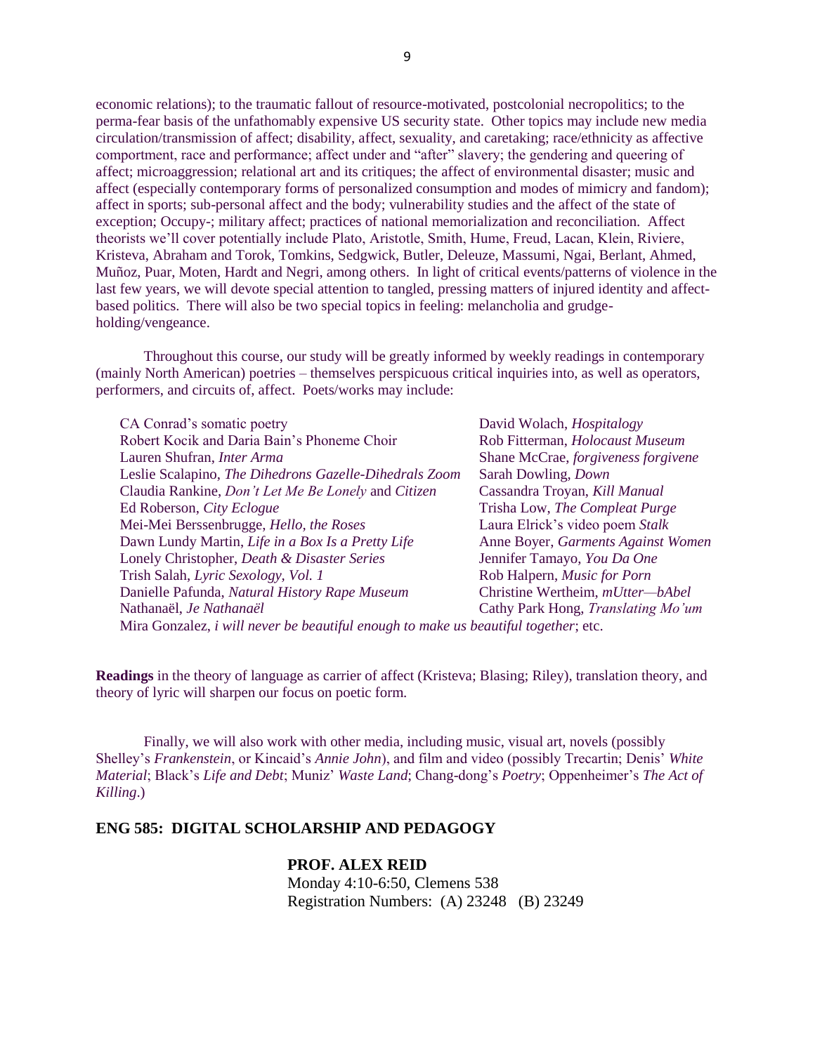economic relations); to the traumatic fallout of resource-motivated, postcolonial necropolitics; to the perma-fear basis of the unfathomably expensive US security state. Other topics may include new media circulation/transmission of affect; disability, affect, sexuality, and caretaking; race/ethnicity as affective comportment, race and performance; affect under and "after" slavery; the gendering and queering of affect; microaggression; relational art and its critiques; the affect of environmental disaster; music and affect (especially contemporary forms of personalized consumption and modes of mimicry and fandom); affect in sports; sub-personal affect and the body; vulnerability studies and the affect of the state of exception; Occupy-; military affect; practices of national memorialization and reconciliation. Affect theorists we'll cover potentially include Plato, Aristotle, Smith, Hume, Freud, Lacan, Klein, Riviere, Kristeva, Abraham and Torok, Tomkins, Sedgwick, Butler, Deleuze, Massumi, Ngai, Berlant, Ahmed, Muñoz, Puar, Moten, Hardt and Negri, among others. In light of critical events/patterns of violence in the last few years, we will devote special attention to tangled, pressing matters of injured identity and affect-based politics. There will also be two special topics in feeling: melancholia and grudge-holding/vengeance.

Throughout this course, our study will be greatly informed by weekly readings in contemporary (mainly North American) poetries – themselves perspicuous critical inquiries into, as well as operators, performers, and circuits of, affect. Poets/works may include:

- CA Conrad's somatic poetry
- Robert Kocik and Daria Bain's Phoneme Choir
- Lauren Shufran, *Inter Arma*
- Leslie Scalapino, *The Dihedrons Gazelle-Dihedrals Zoom*
- Claudia Rankine, *Don't Let Me Be Lonely* and *Citizen*
- Ed Roberson, *City Eclogue*
- Mei-Mei Berssenbrugge, *Hello, the Roses*
- Dawn Lundy Martin, *Life in a Box Is a Pretty Life*
- Lonely Christopher, *Death & Disaster Series*
- Trish Salah, *Lyric Sexology, Vol. 1*
- Danielle Pafunda, *Natural History Rape Museum*
- Nathanaël, *Je Nathanaël*
- David Wolach, *Hospitalogy*
- Rob Fitterman, *Holocaust Museum*
- Shane McCrae, *forgiveness forgivene*
- Sarah Dowling, *Down*
- Cassandra Troyan, *Kill Manual*
- Trisha Low, *The Compleat Purge*
- Laura Elrick's video poem *Stalk*
- Anne Boyer, *Garments Against Women*
- Jennifer Tamayo, *You Da One*
- Rob Halpern, *Music for Porn*
- Christine Wertheim, *mUtter—bAbel*
- Cathy Park Hong, *Translating Mo'um*
- Mira Gonzalez, *i will never be beautiful enough to make us beautiful together*; etc.

**Readings** in the theory of language as carrier of affect (Kristeva; Blasing; Riley), translation theory, and theory of lyric will sharpen our focus on poetic form.

Finally, we will also work with other media, including music, visual art, novels (possibly Shelley's *Frankenstein*, or Kincaid's *Annie John*), and film and video (possibly Trecartin; Denis' *White Material*; Black's *Life and Debt*; Muniz' *Waste Land*; Chang-dong's *Poetry*; Oppenheimer's *The Act of Killing*.)

## ENG 585: DIGITAL SCHOLARSHIP AND PEDAGOGY

**PROF. ALEX REID**
Monday 4:10-6:50, Clemens 538
Registration Numbers: (A) 23248 (B) 23249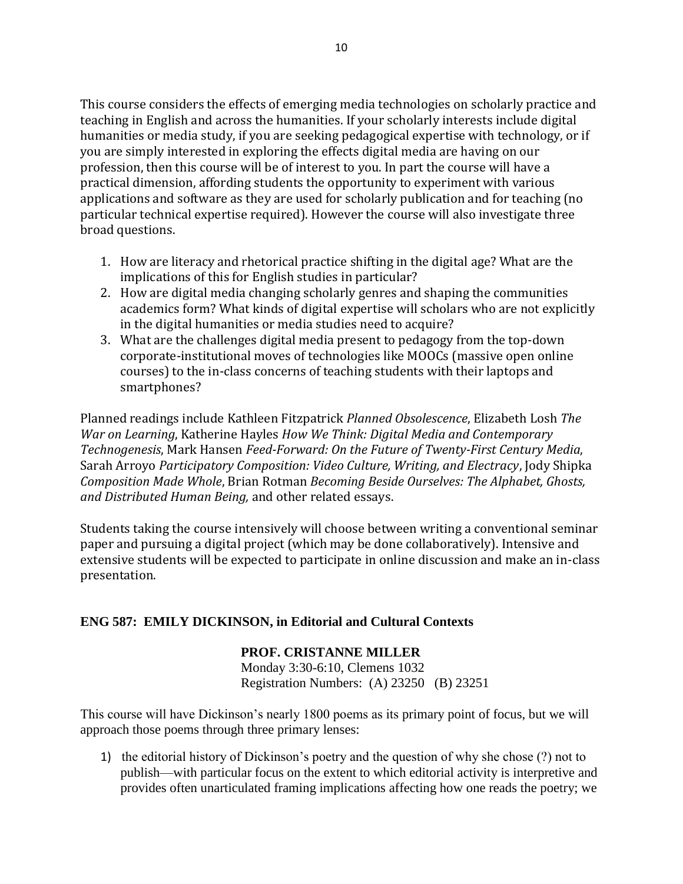This course considers the effects of emerging media technologies on scholarly practice and teaching in English and across the humanities. If your scholarly interests include digital humanities or media study, if you are seeking pedagogical expertise with technology, or if you are simply interested in exploring the effects digital media are having on our profession, then this course will be of interest to you. In part the course will have a practical dimension, affording students the opportunity to experiment with various applications and software as they are used for scholarly publication and for teaching (no particular technical expertise required). However the course will also investigate three broad questions.

1. How are literacy and rhetorical practice shifting in the digital age? What are the implications of this for English studies in particular?
2. How are digital media changing scholarly genres and shaping the communities academics form? What kinds of digital expertise will scholars who are not explicitly in the digital humanities or media studies need to acquire?
3. What are the challenges digital media present to pedagogy from the top-down corporate-institutional moves of technologies like MOOCs (massive open online courses) to the in-class concerns of teaching students with their laptops and smartphones?

Planned readings include Kathleen Fitzpatrick *Planned Obsolescence*, Elizabeth Losh *The War on Learning*, Katherine Hayles *How We Think: Digital Media and Contemporary Technogenesis*, Mark Hansen *Feed-Forward: On the Future of Twenty-First Century Media*, Sarah Arroyo *Participatory Composition: Video Culture, Writing, and Electracy*, Jody Shipka *Composition Made Whole*, Brian Rotman *Becoming Beside Ourselves: The Alphabet, Ghosts, and Distributed Human Being,* and other related essays.

Students taking the course intensively will choose between writing a conventional seminar paper and pursuing a digital project (which may be done collaboratively). Intensive and extensive students will be expected to participate in online discussion and make an in-class presentation.

## ENG 587: EMILY DICKINSON, in Editorial and Cultural Contexts

**PROF. CRISTANNE MILLER**
Monday 3:30-6:10, Clemens 1032
Registration Numbers: (A) 23250 (B) 23251

This course will have Dickinson's nearly 1800 poems as its primary point of focus, but we will approach those poems through three primary lenses:

1) the editorial history of Dickinson's poetry and the question of why she chose (?) not to publish—with particular focus on the extent to which editorial activity is interpretive and provides often unarticulated framing implications affecting how one reads the poetry; we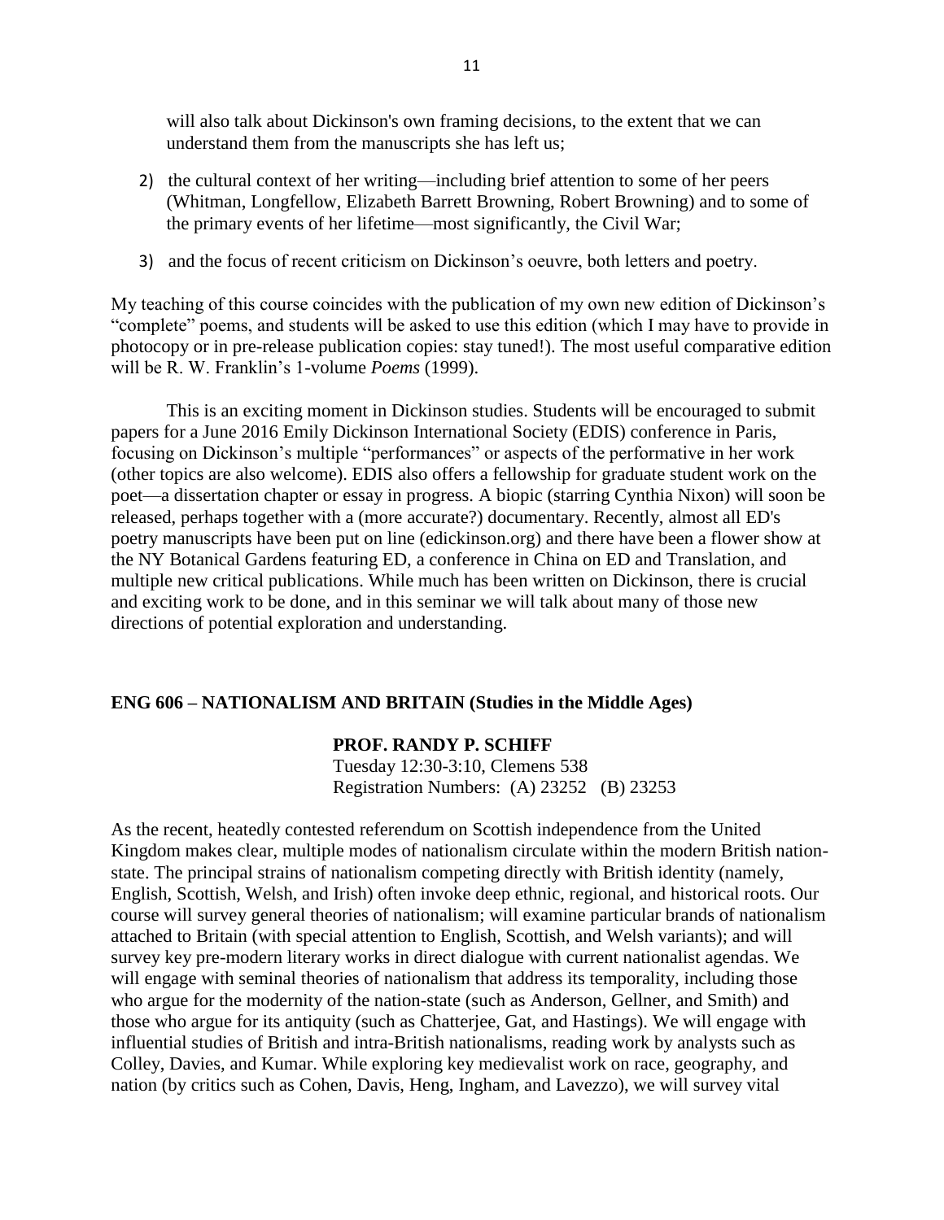will also talk about Dickinson's own framing decisions, to the extent that we can understand them from the manuscripts she has left us;

2) the cultural context of her writing—including brief attention to some of her peers (Whitman, Longfellow, Elizabeth Barrett Browning, Robert Browning) and to some of the primary events of her lifetime—most significantly, the Civil War;

3) and the focus of recent criticism on Dickinson's oeuvre, both letters and poetry.

My teaching of this course coincides with the publication of my own new edition of Dickinson's "complete" poems, and students will be asked to use this edition (which I may have to provide in photocopy or in pre-release publication copies: stay tuned!). The most useful comparative edition will be R. W. Franklin's 1-volume *Poems* (1999).

This is an exciting moment in Dickinson studies. Students will be encouraged to submit papers for a June 2016 Emily Dickinson International Society (EDIS) conference in Paris, focusing on Dickinson's multiple "performances" or aspects of the performative in her work (other topics are also welcome). EDIS also offers a fellowship for graduate student work on the poet—a dissertation chapter or essay in progress. A biopic (starring Cynthia Nixon) will soon be released, perhaps together with a (more accurate?) documentary. Recently, almost all ED's poetry manuscripts have been put on line (edickinson.org) and there have been a flower show at the NY Botanical Gardens featuring ED, a conference in China on ED and Translation, and multiple new critical publications. While much has been written on Dickinson, there is crucial and exciting work to be done, and in this seminar we will talk about many of those new directions of potential exploration and understanding.

**ENG 606 – NATIONALISM AND BRITAIN (Studies in the Middle Ages)**

**PROF. RANDY P. SCHIFF**
Tuesday 12:30-3:10, Clemens 538
Registration Numbers: (A) 23252 (B) 23253

As the recent, heatedly contested referendum on Scottish independence from the United Kingdom makes clear, multiple modes of nationalism circulate within the modern British nation-state. The principal strains of nationalism competing directly with British identity (namely, English, Scottish, Welsh, and Irish) often invoke deep ethnic, regional, and historical roots. Our course will survey general theories of nationalism; will examine particular brands of nationalism attached to Britain (with special attention to English, Scottish, and Welsh variants); and will survey key pre-modern literary works in direct dialogue with current nationalist agendas. We will engage with seminal theories of nationalism that address its temporality, including those who argue for the modernity of the nation-state (such as Anderson, Gellner, and Smith) and those who argue for its antiquity (such as Chatterjee, Gat, and Hastings). We will engage with influential studies of British and intra-British nationalisms, reading work by analysts such as Colley, Davies, and Kumar. While exploring key medievalist work on race, geography, and nation (by critics such as Cohen, Davis, Heng, Ingham, and Lavezzo), we will survey vital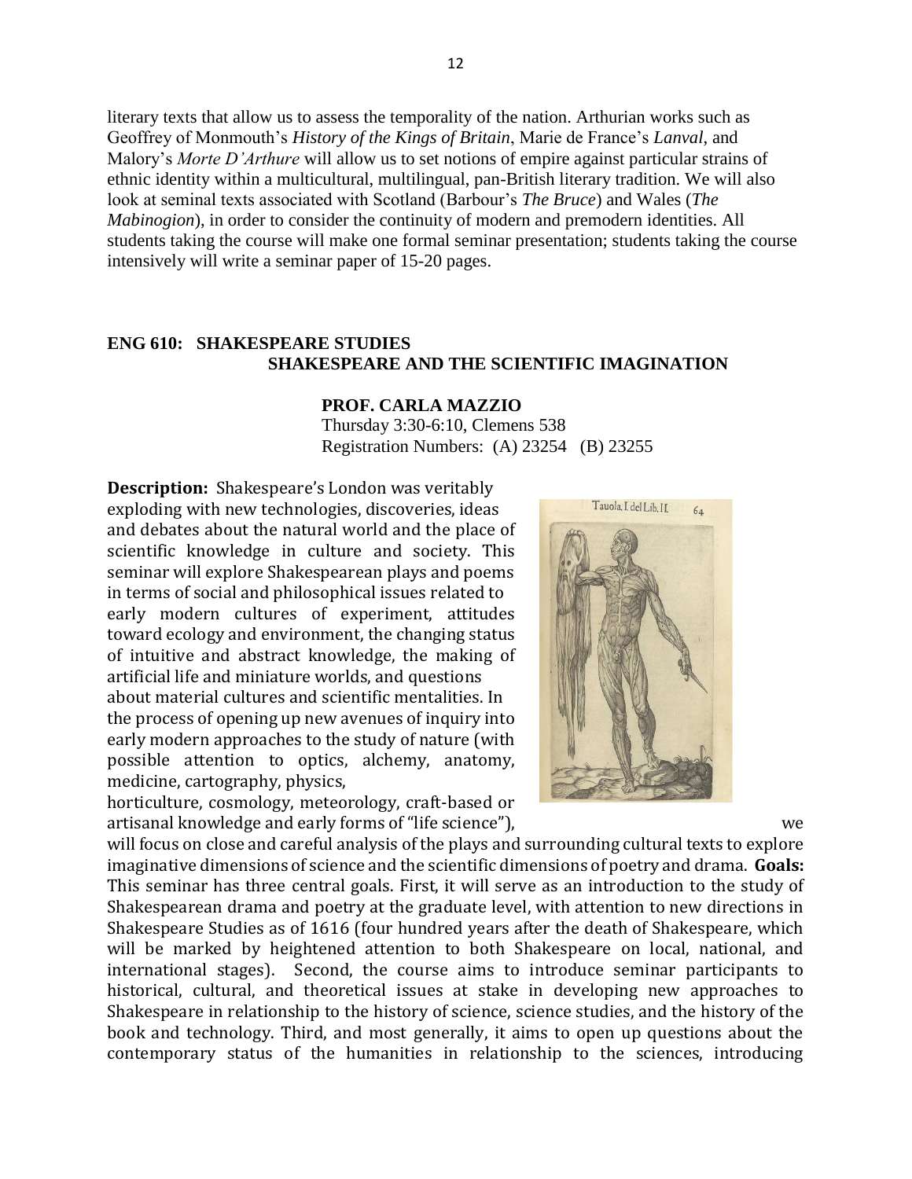literary texts that allow us to assess the temporality of the nation. Arthurian works such as Geoffrey of Monmouth's *History of the Kings of Britain*, Marie de France's *Lanval*, and Malory's *Morte D'Arthure* will allow us to set notions of empire against particular strains of ethnic identity within a multicultural, multilingual, pan-British literary tradition. We will also look at seminal texts associated with Scotland (Barbour's *The Bruce*) and Wales (*The Mabinogion*), in order to consider the continuity of modern and premodern identities. All students taking the course will make one formal seminar presentation; students taking the course intensively will write a seminar paper of 15-20 pages.

## ENG 610: SHAKESPEARE STUDIES
## SHAKESPEARE AND THE SCIENTIFIC IMAGINATION

**PROF. CARLA MAZZIO**
Thursday 3:30-6:10, Clemens 538
Registration Numbers: (A) 23254 (B) 23255

**Description:** Shakespeare's London was veritably exploding with new technologies, discoveries, ideas and debates about the natural world and the place of scientific knowledge in culture and society. This seminar will explore Shakespearean plays and poems in terms of social and philosophical issues related to early modern cultures of experiment, attitudes toward ecology and environment, the changing status of intuitive and abstract knowledge, the making of artificial life and miniature worlds, and questions about material cultures and scientific mentalities. In the process of opening up new avenues of inquiry into early modern approaches to the study of nature (with possible attention to optics, alchemy, anatomy, medicine, cartography, physics, horticulture, cosmology, meteorology, craft-based or artisanal knowledge and early forms of "life science"), we will focus on close and careful analysis of the plays and surrounding cultural texts to explore imaginative dimensions of science and the scientific dimensions of poetry and drama. **Goals:** This seminar has three central goals. First, it will serve as an introduction to the study of Shakespearean drama and poetry at the graduate level, with attention to new directions in Shakespeare Studies as of 1616 (four hundred years after the death of Shakespeare, which will be marked by heightened attention to both Shakespeare on local, national, and international stages). Second, the course aims to introduce seminar participants to historical, cultural, and theoretical issues at stake in developing new approaches to Shakespeare in relationship to the history of science, science studies, and the history of the book and technology. Third, and most generally, it aims to open up questions about the contemporary status of the humanities in relationship to the sciences, introducing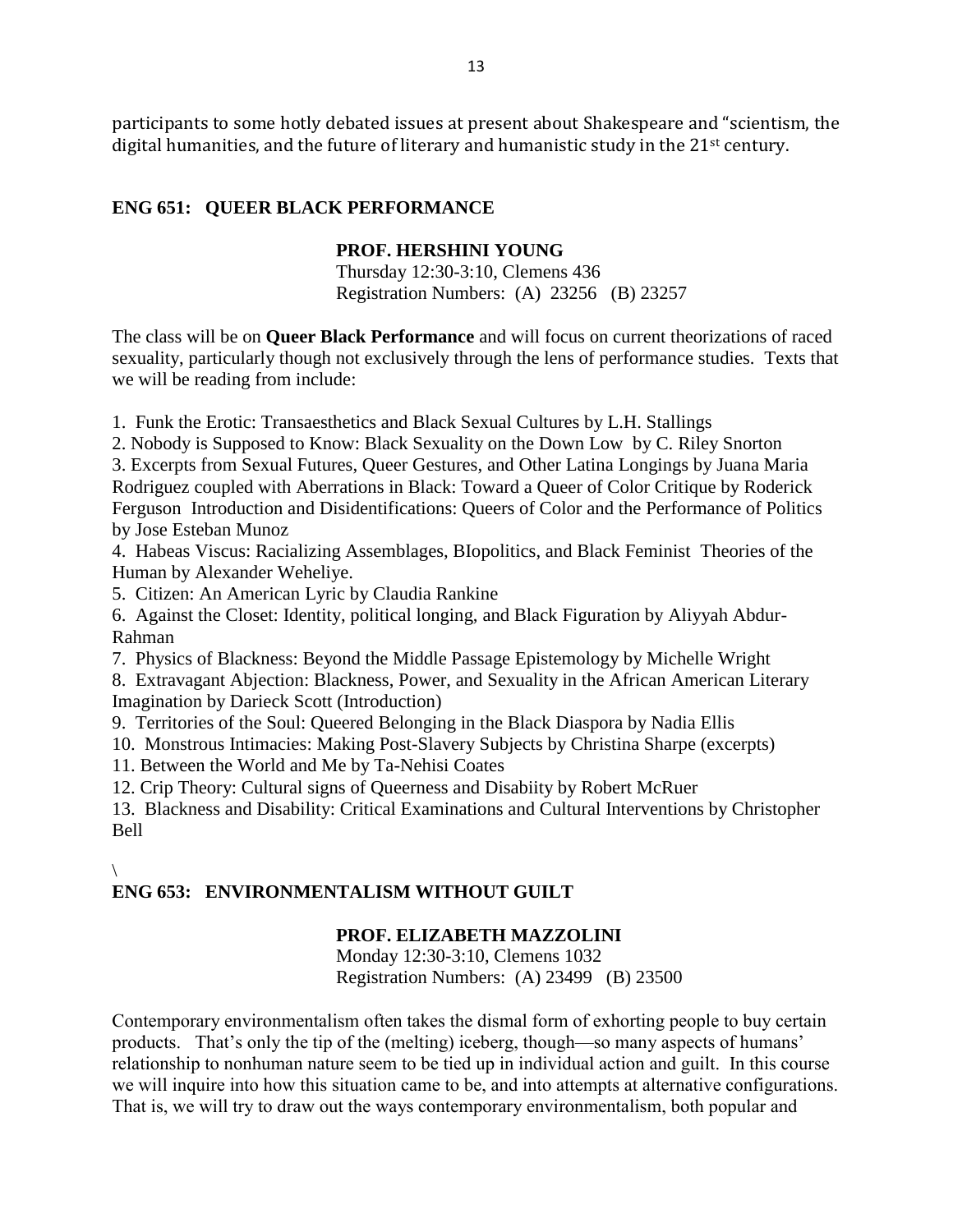participants to some hotly debated issues at present about Shakespeare and "scientism, the digital humanities, and the future of literary and humanistic study in the 21st century.

## ENG 651: QUEER BLACK PERFORMANCE

**PROF. HERSHINI YOUNG**
Thursday 12:30-3:10, Clemens 436
Registration Numbers: (A) 23256 (B) 23257

The class will be on **Queer Black Performance** and will focus on current theorizations of raced sexuality, particularly though not exclusively through the lens of performance studies. Texts that we will be reading from include:

1. Funk the Erotic: Transaesthetics and Black Sexual Cultures by L.H. Stallings
2. Nobody is Supposed to Know: Black Sexuality on the Down Low by C. Riley Snorton
3. Excerpts from Sexual Futures, Queer Gestures, and Other Latina Longings by Juana Maria Rodriguez coupled with Aberrations in Black: Toward a Queer of Color Critique by Roderick Ferguson Introduction and Disidentifications: Queers of Color and the Performance of Politics by Jose Esteban Munoz
4. Habeas Viscus: Racializing Assemblages, BIopolitics, and Black Feminist Theories of the Human by Alexander Weheliye.
5. Citizen: An American Lyric by Claudia Rankine
6. Against the Closet: Identity, political longing, and Black Figuration by Aliyyah Abdur-Rahman
7. Physics of Blackness: Beyond the Middle Passage Epistemology by Michelle Wright
8. Extravagant Abjection: Blackness, Power, and Sexuality in the African American Literary Imagination by Darieck Scott (Introduction)
9. Territories of the Soul: Queered Belonging in the Black Diaspora by Nadia Ellis
10. Monstrous Intimacies: Making Post-Slavery Subjects by Christina Sharpe (excerpts)
11. Between the World and Me by Ta-Nehisi Coates
12. Crip Theory: Cultural signs of Queerness and Disabiity by Robert McRuer
13. Blackness and Disability: Critical Examinations and Cultural Interventions by Christopher Bell

\

## ENG 653: ENVIRONMENTALISM WITHOUT GUILT

**PROF. ELIZABETH MAZZOLINI**
Monday 12:30-3:10, Clemens 1032
Registration Numbers: (A) 23499 (B) 23500

Contemporary environmentalism often takes the dismal form of exhorting people to buy certain products. That's only the tip of the (melting) iceberg, though—so many aspects of humans' relationship to nonhuman nature seem to be tied up in individual action and guilt. In this course we will inquire into how this situation came to be, and into attempts at alternative configurations. That is, we will try to draw out the ways contemporary environmentalism, both popular and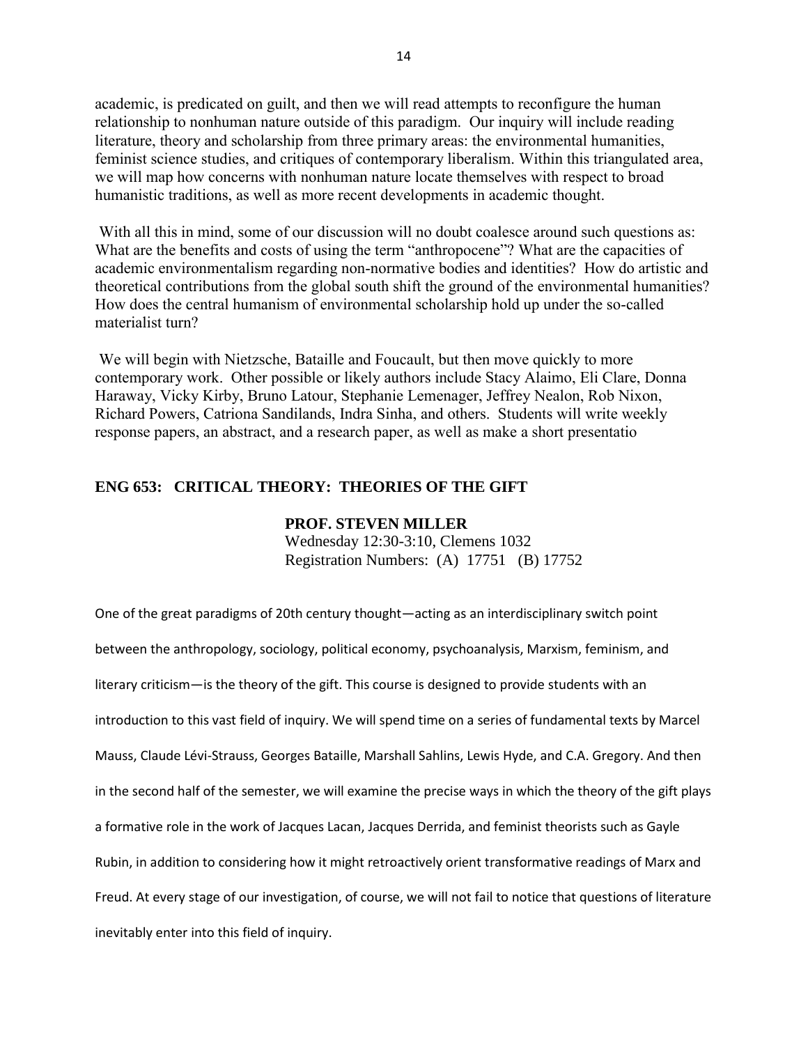academic, is predicated on guilt, and then we will read attempts to reconfigure the human relationship to nonhuman nature outside of this paradigm. Our inquiry will include reading literature, theory and scholarship from three primary areas: the environmental humanities, feminist science studies, and critiques of contemporary liberalism. Within this triangulated area, we will map how concerns with nonhuman nature locate themselves with respect to broad humanistic traditions, as well as more recent developments in academic thought.

With all this in mind, some of our discussion will no doubt coalesce around such questions as: What are the benefits and costs of using the term "anthropocene"? What are the capacities of academic environmentalism regarding non-normative bodies and identities? How do artistic and theoretical contributions from the global south shift the ground of the environmental humanities? How does the central humanism of environmental scholarship hold up under the so-called materialist turn?

We will begin with Nietzsche, Bataille and Foucault, but then move quickly to more contemporary work. Other possible or likely authors include Stacy Alaimo, Eli Clare, Donna Haraway, Vicky Kirby, Bruno Latour, Stephanie Lemenager, Jeffrey Nealon, Rob Nixon, Richard Powers, Catriona Sandilands, Indra Sinha, and others. Students will write weekly response papers, an abstract, and a research paper, as well as make a short presentatio

## ENG 653: CRITICAL THEORY: THEORIES OF THE GIFT

**PROF. STEVEN MILLER**
Wednesday 12:30-3:10, Clemens 1032
Registration Numbers: (A) 17751 (B) 17752

One of the great paradigms of 20th century thought—acting as an interdisciplinary switch point between the anthropology, sociology, political economy, psychoanalysis, Marxism, feminism, and literary criticism—is the theory of the gift. This course is designed to provide students with an introduction to this vast field of inquiry. We will spend time on a series of fundamental texts by Marcel Mauss, Claude Lévi-Strauss, Georges Bataille, Marshall Sahlins, Lewis Hyde, and C.A. Gregory. And then in the second half of the semester, we will examine the precise ways in which the theory of the gift plays a formative role in the work of Jacques Lacan, Jacques Derrida, and feminist theorists such as Gayle Rubin, in addition to considering how it might retroactively orient transformative readings of Marx and Freud. At every stage of our investigation, of course, we will not fail to notice that questions of literature inevitably enter into this field of inquiry.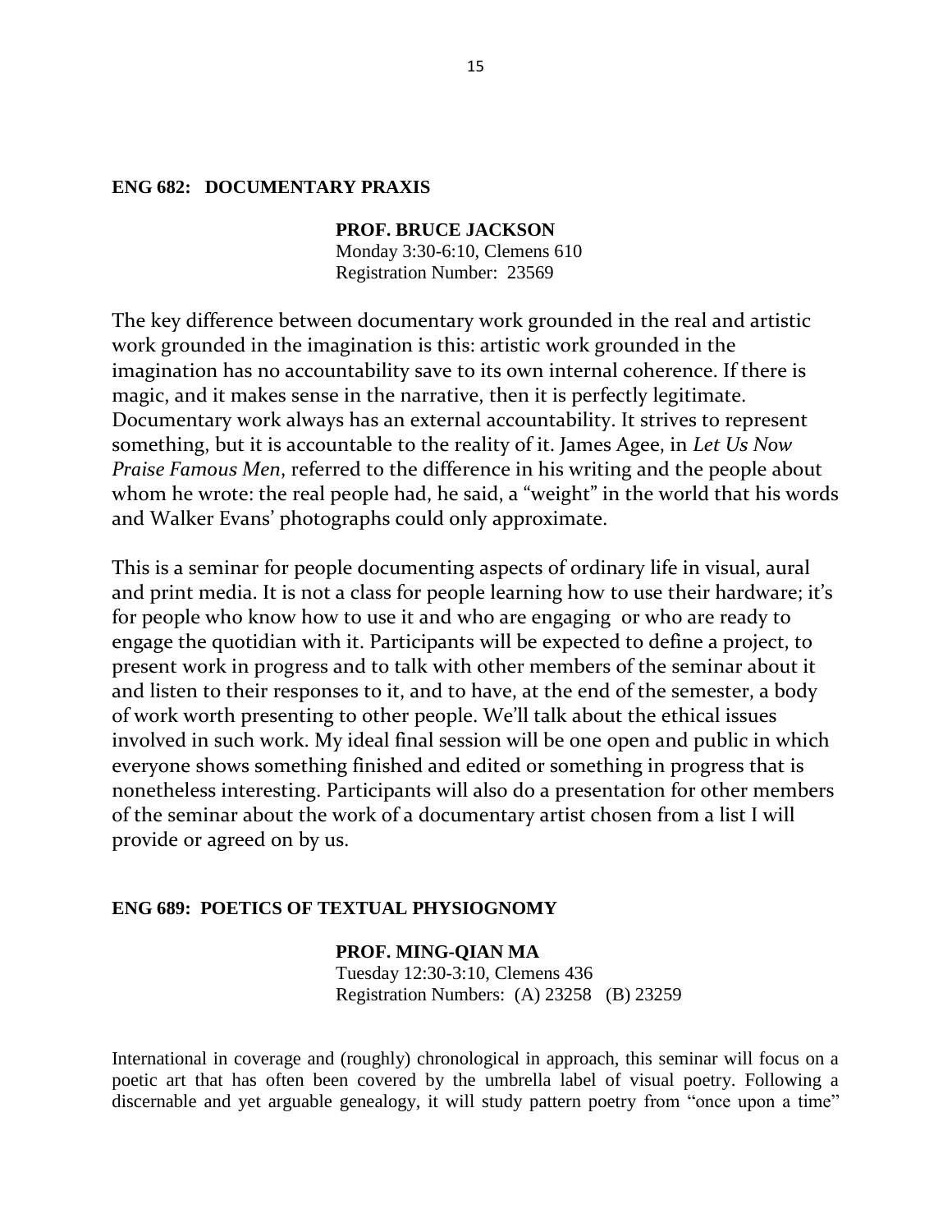**ENG 682: DOCUMENTARY PRAXIS**

**PROF. BRUCE JACKSON**
Monday 3:30-6:10, Clemens 610
Registration Number: 23569

The key difference between documentary work grounded in the real and artistic work grounded in the imagination is this: artistic work grounded in the imagination has no accountability save to its own internal coherence. If there is magic, and it makes sense in the narrative, then it is perfectly legitimate. Documentary work always has an external accountability. It strives to represent something, but it is accountable to the reality of it. James Agee, in *Let Us Now Praise Famous Men*, referred to the difference in his writing and the people about whom he wrote: the real people had, he said, a "weight" in the world that his words and Walker Evans' photographs could only approximate.

This is a seminar for people documenting aspects of ordinary life in visual, aural and print media. It is not a class for people learning how to use their hardware; it's for people who know how to use it and who are engaging or who are ready to engage the quotidian with it. Participants will be expected to define a project, to present work in progress and to talk with other members of the seminar about it and listen to their responses to it, and to have, at the end of the semester, a body of work worth presenting to other people. We'll talk about the ethical issues involved in such work. My ideal final session will be one open and public in which everyone shows something finished and edited or something in progress that is nonetheless interesting. Participants will also do a presentation for other members of the seminar about the work of a documentary artist chosen from a list I will provide or agreed on by us.

**ENG 689: POETICS OF TEXTUAL PHYSIOGNOMY**

**PROF. MING-QIAN MA**
Tuesday 12:30-3:10, Clemens 436
Registration Numbers: (A) 23258 (B) 23259

International in coverage and (roughly) chronological in approach, this seminar will focus on a poetic art that has often been covered by the umbrella label of visual poetry. Following a discernable and yet arguable genealogy, it will study pattern poetry from "once upon a time"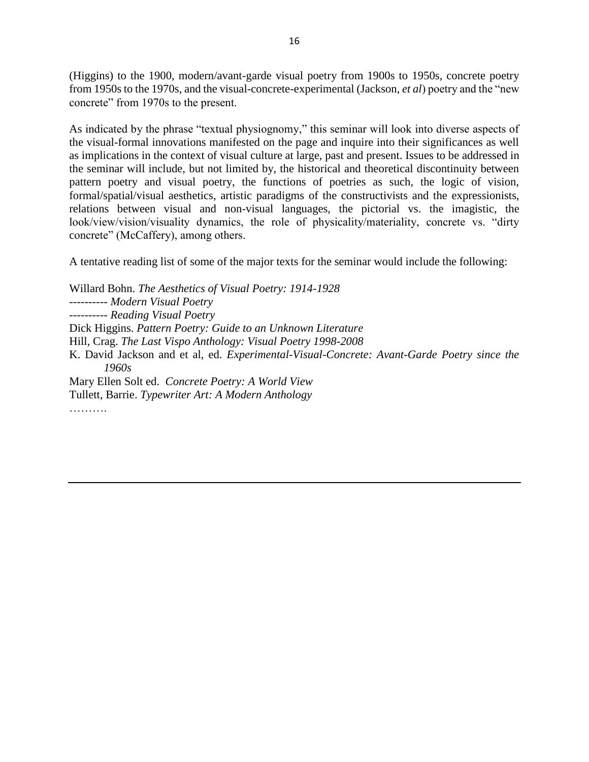(Higgins) to the 1900, modern/avant-garde visual poetry from 1900s to 1950s, concrete poetry from 1950s to the 1970s, and the visual-concrete-experimental (Jackson, *et al*) poetry and the "new concrete" from 1970s to the present.

As indicated by the phrase "textual physiognomy," this seminar will look into diverse aspects of the visual-formal innovations manifested on the page and inquire into their significances as well as implications in the context of visual culture at large, past and present. Issues to be addressed in the seminar will include, but not limited by, the historical and theoretical discontinuity between pattern poetry and visual poetry, the functions of poetries as such, the logic of vision, formal/spatial/visual aesthetics, artistic paradigms of the constructivists and the expressionists, relations between visual and non-visual languages, the pictorial vs. the imagistic, the look/view/vision/visuality dynamics, the role of physicality/materiality, concrete vs. "dirty concrete" (McCaffery), among others.

A tentative reading list of some of the major texts for the seminar would include the following:

Willard Bohn. *The Aesthetics of Visual Poetry: 1914-1928*  
---------- *Modern Visual Poetry*  
---------- *Reading Visual Poetry*  
Dick Higgins. *Pattern Poetry: Guide to an Unknown Literature*  
Hill, Crag. *The Last Vispo Anthology: Visual Poetry 1998-2008*  
K. David Jackson and et al, ed. *Experimental-Visual-Concrete: Avant-Garde Poetry since the 1960s*  
Mary Ellen Solt ed. *Concrete Poetry: A World View*  
Tullett, Barrie. *Typewriter Art: A Modern Anthology*  
……….